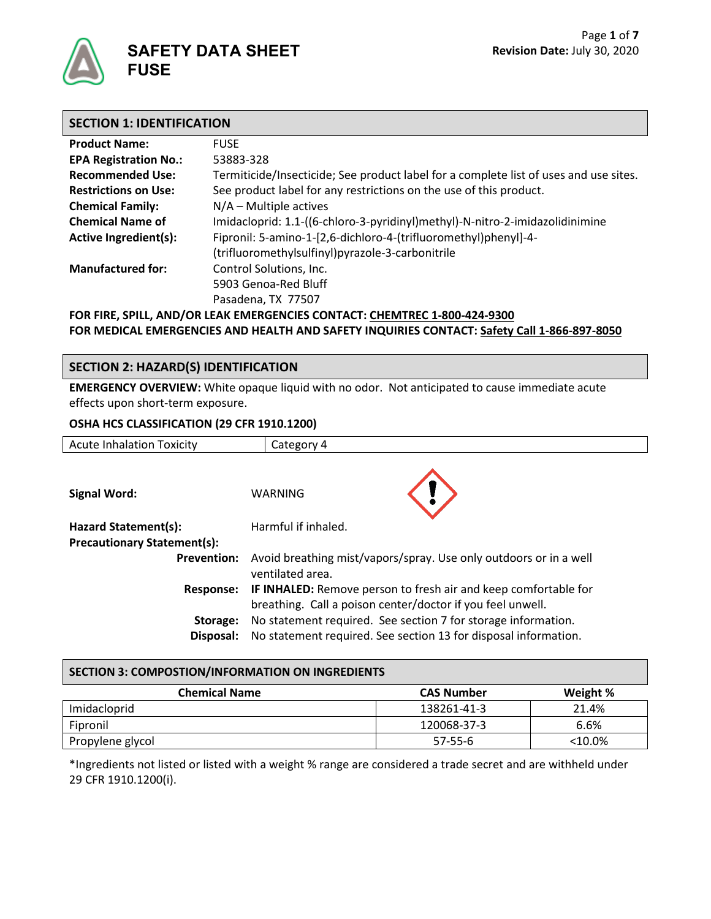# SAFETY DATA SHEET
# FUSE

**Revision Date:** July 30, 2020

## SECTION 1: IDENTIFICATION

| | |
|---|---|
| **Product Name:** | FUSE |
| **EPA Registration No.:** | 53883-328 |
| **Recommended Use:** | Termiticide/Insecticide; See product label for a complete list of uses and use sites. |
| **Restrictions on Use:** | See product label for any restrictions on the use of this product. |
| **Chemical Family:** | N/A – Multiple actives |
| **Chemical Name of Active Ingredient(s):** | Imidacloprid: 1.1-((6-chloro-3-pyridinyl)methyl)-N-nitro-2-imidazolidinimine<br>Fipronil: 5-amino-1-[2,6-dichloro-4-(trifluoromethyl)phenyl]-4-(trifluoromethylsulfinyl)pyrazole-3-carbonitrile |
| **Manufactured for:** | Control Solutions, Inc.<br>5903 Genoa-Red Bluff<br>Pasadena, TX 77507 |

**FOR FIRE, SPILL, AND/OR LEAK EMERGENCIES CONTACT: CHEMTREC 1-800-424-9300**
**FOR MEDICAL EMERGENCIES AND HEALTH AND SAFETY INQUIRIES CONTACT: Safety Call 1-866-897-8050**

## SECTION 2: HAZARD(S) IDENTIFICATION

**EMERGENCY OVERVIEW:** White opaque liquid with no odor. Not anticipated to cause immediate acute effects upon short-term exposure.

**OSHA HCS CLASSIFICATION (29 CFR 1910.1200)**

| | |
|---|---|
| Acute Inhalation Toxicity | Category 4 |

**Signal Word:** WARNING

**Hazard Statement(s):** Harmful if inhaled.

**Precautionary Statement(s):**

- **Prevention:** Avoid breathing mist/vapors/spray. Use only outdoors or in a well ventilated area.
- **Response:** **IF INHALED:** Remove person to fresh air and keep comfortable for breathing. Call a poison center/doctor if you feel unwell.
- **Storage:** No statement required. See section 7 for storage information.
- **Disposal:** No statement required. See section 13 for disposal information.

## SECTION 3: COMPOSTION/INFORMATION ON INGREDIENTS

| Chemical Name | CAS Number | Weight % |
|---|---|---|
| Imidacloprid | 138261-41-3 | 21.4% |
| Fipronil | 120068-37-3 | 6.6% |
| Propylene glycol | 57-55-6 | <10.0% |

*Ingredients not listed or listed with a weight % range are considered a trade secret and are withheld under 29 CFR 1910.1200(i).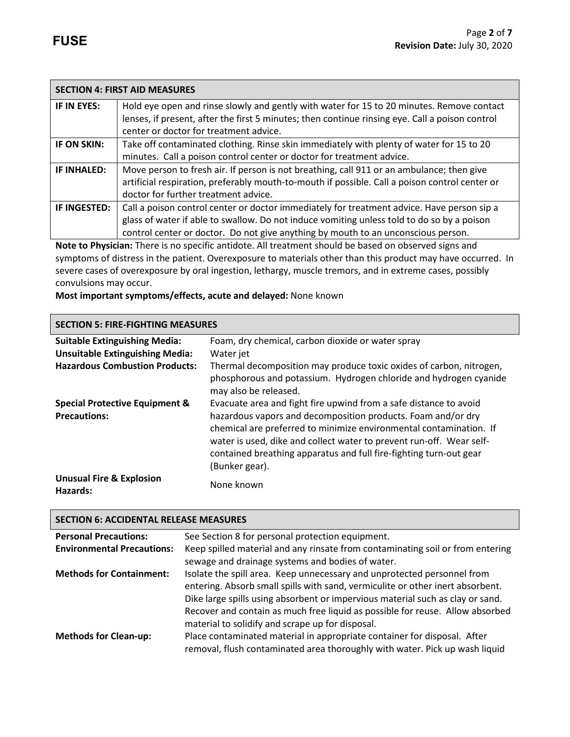| SECTION 4: FIRST AID MEASURES | |
|---|---|
| **IF IN EYES:** | Hold eye open and rinse slowly and gently with water for 15 to 20 minutes. Remove contact lenses, if present, after the first 5 minutes; then continue rinsing eye. Call a poison control center or doctor for treatment advice. |
| **IF ON SKIN:** | Take off contaminated clothing. Rinse skin immediately with plenty of water for 15 to 20 minutes. Call a poison control center or doctor for treatment advice. |
| **IF INHALED:** | Move person to fresh air. If person is not breathing, call 911 or an ambulance; then give artificial respiration, preferably mouth-to-mouth if possible. Call a poison control center or doctor for further treatment advice. |
| **IF INGESTED:** | Call a poison control center or doctor immediately for treatment advice. Have person sip a glass of water if able to swallow. Do not induce vomiting unless told to do so by a poison control center or doctor. Do not give anything by mouth to an unconscious person. |

**Note to Physician:** There is no specific antidote. All treatment should be based on observed signs and symptoms of distress in the patient. Overexposure to materials other than this product may have occurred. In severe cases of overexposure by oral ingestion, lethargy, muscle tremors, and in extreme cases, possibly convulsions may occur.

**Most important symptoms/effects, acute and delayed:** None known

## SECTION 5: FIRE-FIGHTING MEASURES

| | |
|---|---|
| **Suitable Extinguishing Media:** | Foam, dry chemical, carbon dioxide or water spray |
| **Unsuitable Extinguishing Media:** | Water jet |
| **Hazardous Combustion Products:** | Thermal decomposition may produce toxic oxides of carbon, nitrogen, phosphorous and potassium. Hydrogen chloride and hydrogen cyanide may also be released. |
| **Special Protective Equipment & Precautions:** | Evacuate area and fight fire upwind from a safe distance to avoid hazardous vapors and decomposition products. Foam and/or dry chemical are preferred to minimize environmental contamination. If water is used, dike and collect water to prevent run-off. Wear self-contained breathing apparatus and full fire-fighting turn-out gear (Bunker gear). |
| **Unusual Fire & Explosion Hazards:** | None known |

## SECTION 6: ACCIDENTAL RELEASE MEASURES

| | |
|---|---|
| **Personal Precautions:** | See Section 8 for personal protection equipment. |
| **Environmental Precautions:** | Keep spilled material and any rinsate from contaminating soil or from entering sewage and drainage systems and bodies of water. |
| **Methods for Containment:** | Isolate the spill area. Keep unnecessary and unprotected personnel from entering. Absorb small spills with sand, vermiculite or other inert absorbent. Dike large spills using absorbent or impervious material such as clay or sand. Recover and contain as much free liquid as possible for reuse. Allow absorbed material to solidify and scrape up for disposal. |
| **Methods for Clean-up:** | Place contaminated material in appropriate container for disposal. After removal, flush contaminated area thoroughly with water. Pick up wash liquid |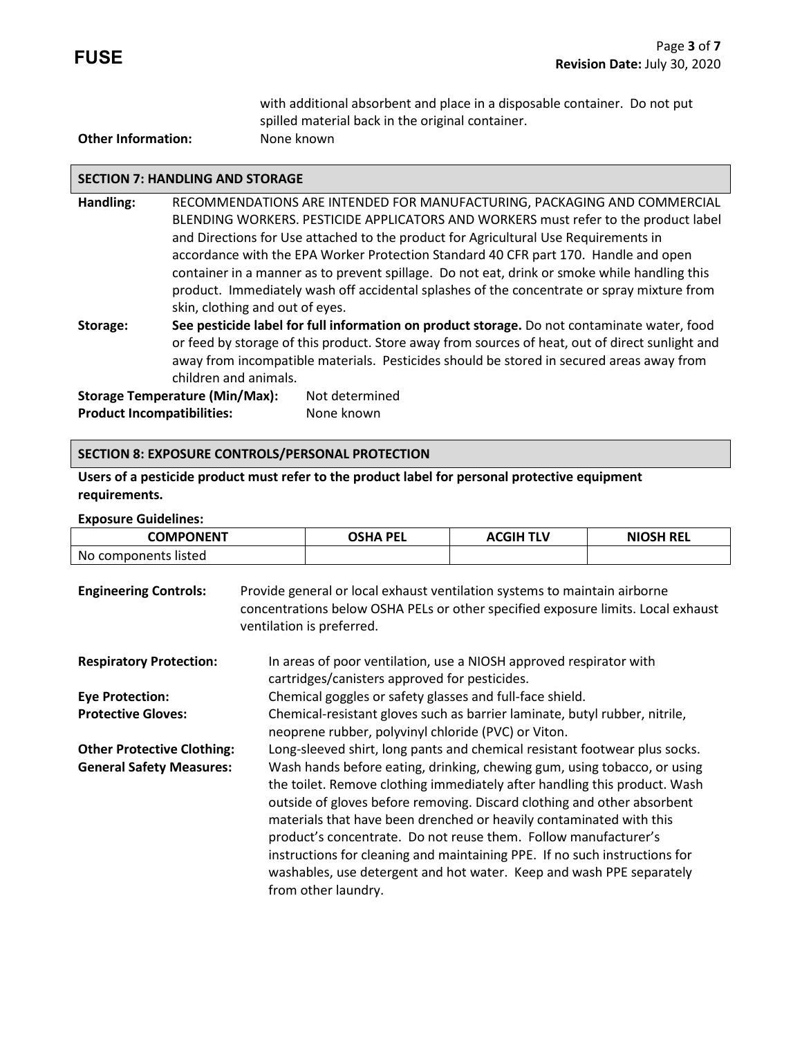with additional absorbent and place in a disposable container. Do not put spilled material back in the original container.

**Other Information:** None known

## SECTION 7: HANDLING AND STORAGE

**Handling:** RECOMMENDATIONS ARE INTENDED FOR MANUFACTURING, PACKAGING AND COMMERCIAL BLENDING WORKERS. PESTICIDE APPLICATORS AND WORKERS must refer to the product label and Directions for Use attached to the product for Agricultural Use Requirements in accordance with the EPA Worker Protection Standard 40 CFR part 170. Handle and open container in a manner as to prevent spillage. Do not eat, drink or smoke while handling this product. Immediately wash off accidental splashes of the concentrate or spray mixture from skin, clothing and out of eyes.

**Storage:** **See pesticide label for full information on product storage.** Do not contaminate water, food or feed by storage of this product. Store away from sources of heat, out of direct sunlight and away from incompatible materials. Pesticides should be stored in secured areas away from children and animals.

**Storage Temperature (Min/Max):** Not determined

**Product Incompatibilities:** None known

## SECTION 8: EXPOSURE CONTROLS/PERSONAL PROTECTION

**Users of a pesticide product must refer to the product label for personal protective equipment requirements.**

**Exposure Guidelines:**

| COMPONENT | OSHA PEL | ACGIH TLV | NIOSH REL |
|---|---|---|---|
| No components listed | | | |

**Engineering Controls:** Provide general or local exhaust ventilation systems to maintain airborne concentrations below OSHA PELs or other specified exposure limits. Local exhaust ventilation is preferred.

**Respiratory Protection:** In areas of poor ventilation, use a NIOSH approved respirator with cartridges/canisters approved for pesticides.

**Eye Protection:** Chemical goggles or safety glasses and full-face shield.

**Protective Gloves:** Chemical-resistant gloves such as barrier laminate, butyl rubber, nitrile, neoprene rubber, polyvinyl chloride (PVC) or Viton.

**Other Protective Clothing:** Long-sleeved shirt, long pants and chemical resistant footwear plus socks.

**General Safety Measures:** Wash hands before eating, drinking, chewing gum, using tobacco, or using the toilet. Remove clothing immediately after handling this product. Wash outside of gloves before removing. Discard clothing and other absorbent materials that have been drenched or heavily contaminated with this product's concentrate. Do not reuse them. Follow manufacturer's instructions for cleaning and maintaining PPE. If no such instructions for washables, use detergent and hot water. Keep and wash PPE separately from other laundry.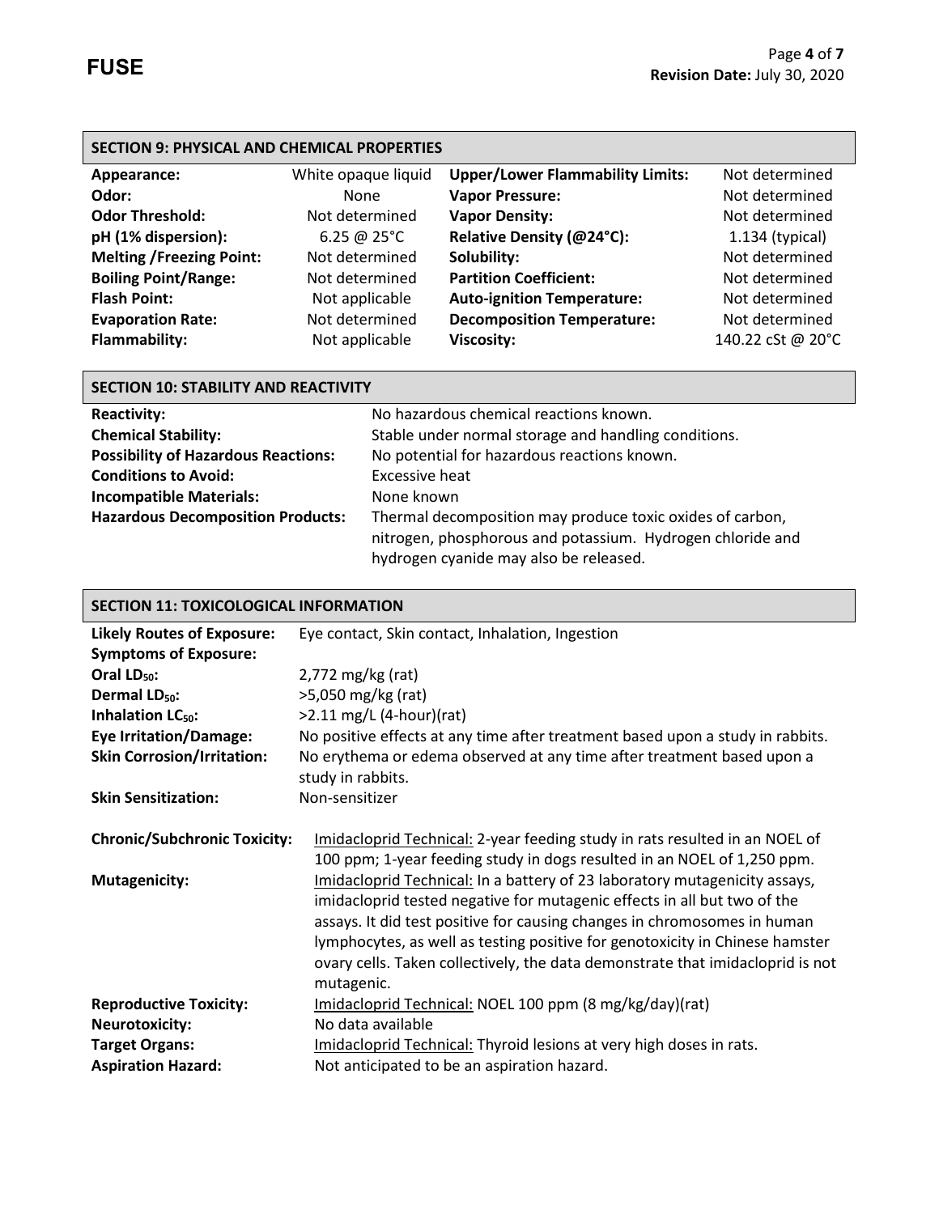## SECTION 9: PHYSICAL AND CHEMICAL PROPERTIES

| | | | |
|---|---|---|---|
| **Appearance:** | White opaque liquid | **Upper/Lower Flammability Limits:** | Not determined |
| **Odor:** | None | **Vapor Pressure:** | Not determined |
| **Odor Threshold:** | Not determined | **Vapor Density:** | Not determined |
| **pH (1% dispersion):** | 6.25 @ 25°C | **Relative Density (@24°C):** | 1.134 (typical) |
| **Melting /Freezing Point:** | Not determined | **Solubility:** | Not determined |
| **Boiling Point/Range:** | Not determined | **Partition Coefficient:** | Not determined |
| **Flash Point:** | Not applicable | **Auto-ignition Temperature:** | Not determined |
| **Evaporation Rate:** | Not determined | **Decomposition Temperature:** | Not determined |
| **Flammability:** | Not applicable | **Viscosity:** | 140.22 cSt @ 20°C |

## SECTION 10: STABILITY AND REACTIVITY

**Reactivity:** No hazardous chemical reactions known.

**Chemical Stability:** Stable under normal storage and handling conditions.

**Possibility of Hazardous Reactions:** No potential for hazardous reactions known.

**Conditions to Avoid:** Excessive heat

**Incompatible Materials:** None known

**Hazardous Decomposition Products:** Thermal decomposition may produce toxic oxides of carbon, nitrogen, phosphorous and potassium. Hydrogen chloride and hydrogen cyanide may also be released.

## SECTION 11: TOXICOLOGICAL INFORMATION

**Likely Routes of Exposure:** Eye contact, Skin contact, Inhalation, Ingestion

**Symptoms of Exposure:**

**Oral $LD_{50}$:** 2,772 mg/kg (rat)

**Dermal $LD_{50}$:** >5,050 mg/kg (rat)

**Inhalation $LC_{50}$:** >2.11 mg/L (4-hour)(rat)

**Eye Irritation/Damage:** No positive effects at any time after treatment based upon a study in rabbits.

**Skin Corrosion/Irritation:** No erythema or edema observed at any time after treatment based upon a study in rabbits.

**Skin Sensitization:** Non-sensitizer

**Chronic/Subchronic Toxicity:** Imidacloprid Technical: 2-year feeding study in rats resulted in an NOEL of 100 ppm; 1-year feeding study in dogs resulted in an NOEL of 1,250 ppm.

**Mutagenicity:** Imidacloprid Technical: In a battery of 23 laboratory mutagenicity assays, imidacloprid tested negative for mutagenic effects in all but two of the assays. It did test positive for causing changes in chromosomes in human lymphocytes, as well as testing positive for genotoxicity in Chinese hamster ovary cells. Taken collectively, the data demonstrate that imidacloprid is not mutagenic.

**Reproductive Toxicity:** Imidacloprid Technical: NOEL 100 ppm (8 mg/kg/day)(rat)

**Neurotoxicity:** No data available

**Target Organs:** Imidacloprid Technical: Thyroid lesions at very high doses in rats.

**Aspiration Hazard:** Not anticipated to be an aspiration hazard.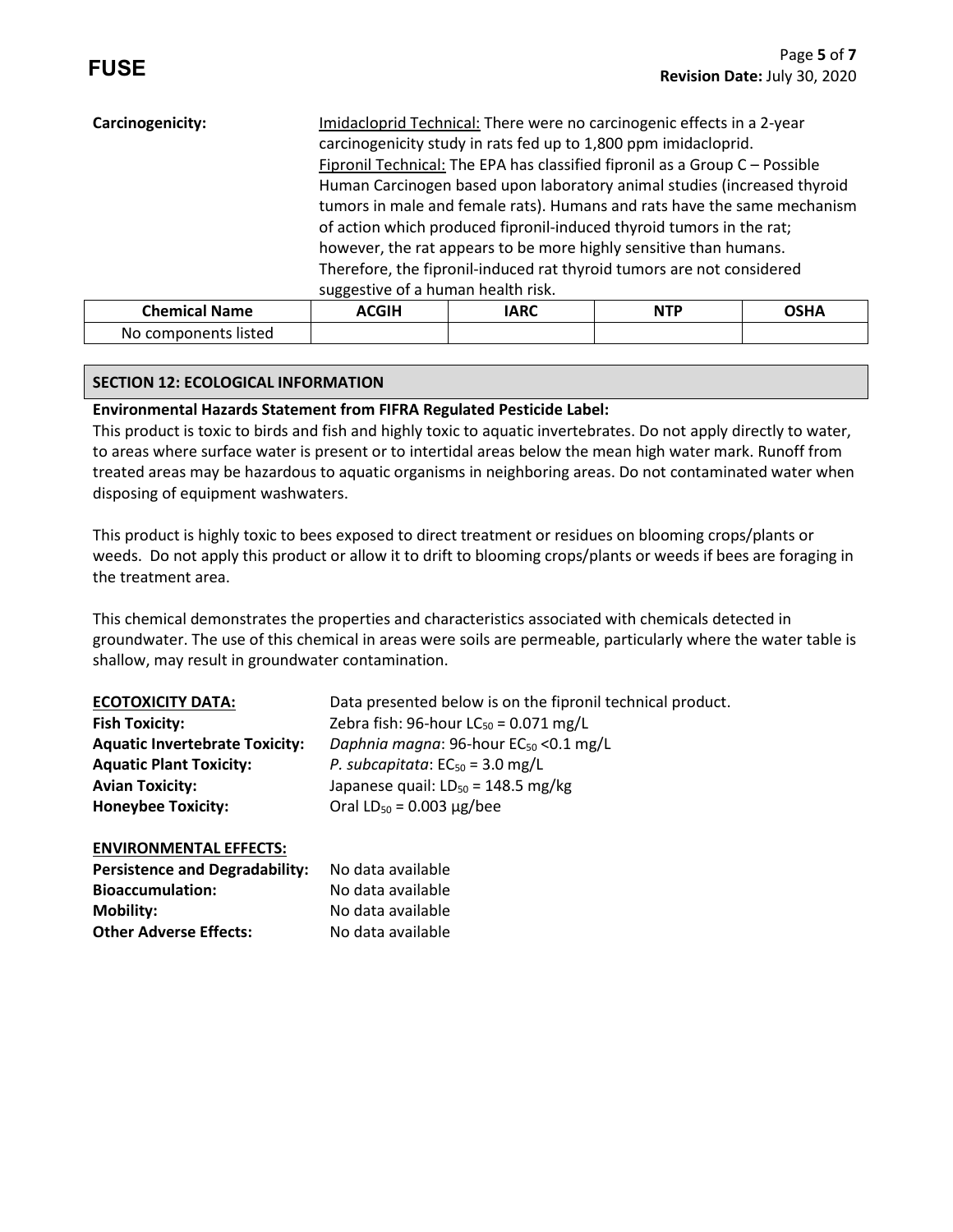**Carcinogenicity:** <u>Imidacloprid Technical:</u> There were no carcinogenic effects in a 2-year carcinogenicity study in rats fed up to 1,800 ppm imidacloprid.
<u>Fipronil Technical:</u> The EPA has classified fipronil as a Group C – Possible Human Carcinogen based upon laboratory animal studies (increased thyroid tumors in male and female rats). Humans and rats have the same mechanism of action which produced fipronil-induced thyroid tumors in the rat; however, the rat appears to be more highly sensitive than humans. Therefore, the fipronil-induced rat thyroid tumors are not considered suggestive of a human health risk.

| Chemical Name | ACGIH | IARC | NTP | OSHA |
|---|---|---|---|---|
| No components listed | | | | |

## SECTION 12: ECOLOGICAL INFORMATION

**Environmental Hazards Statement from FIFRA Regulated Pesticide Label:**
This product is toxic to birds and fish and highly toxic to aquatic invertebrates. Do not apply directly to water, to areas where surface water is present or to intertidal areas below the mean high water mark. Runoff from treated areas may be hazardous to aquatic organisms in neighboring areas. Do not contaminated water when disposing of equipment washwaters.

This product is highly toxic to bees exposed to direct treatment or residues on blooming crops/plants or weeds. Do not apply this product or allow it to drift to blooming crops/plants or weeds if bees are foraging in the treatment area.

This chemical demonstrates the properties and characteristics associated with chemicals detected in groundwater. The use of this chemical in areas were soils are permeable, particularly where the water table is shallow, may result in groundwater contamination.

**<u>ECOTOXICITY DATA:</u>** Data presented below is on the fipronil technical product.
**Fish Toxicity:** Zebra fish: 96-hour $LC_{50}$ = 0.071 mg/L
**Aquatic Invertebrate Toxicity:** *Daphnia magna*: 96-hour $EC_{50}$ <0.1 mg/L
**Aquatic Plant Toxicity:** *P. subcapitata*: $EC_{50}$ = 3.0 mg/L
**Avian Toxicity:** Japanese quail: $LD_{50}$ = 148.5 mg/kg
**Honeybee Toxicity:** Oral $LD_{50}$ = 0.003 µg/bee

**<u>ENVIRONMENTAL EFFECTS:</u>**
**Persistence and Degradability:** No data available
**Bioaccumulation:** No data available
**Mobility:** No data available
**Other Adverse Effects:** No data available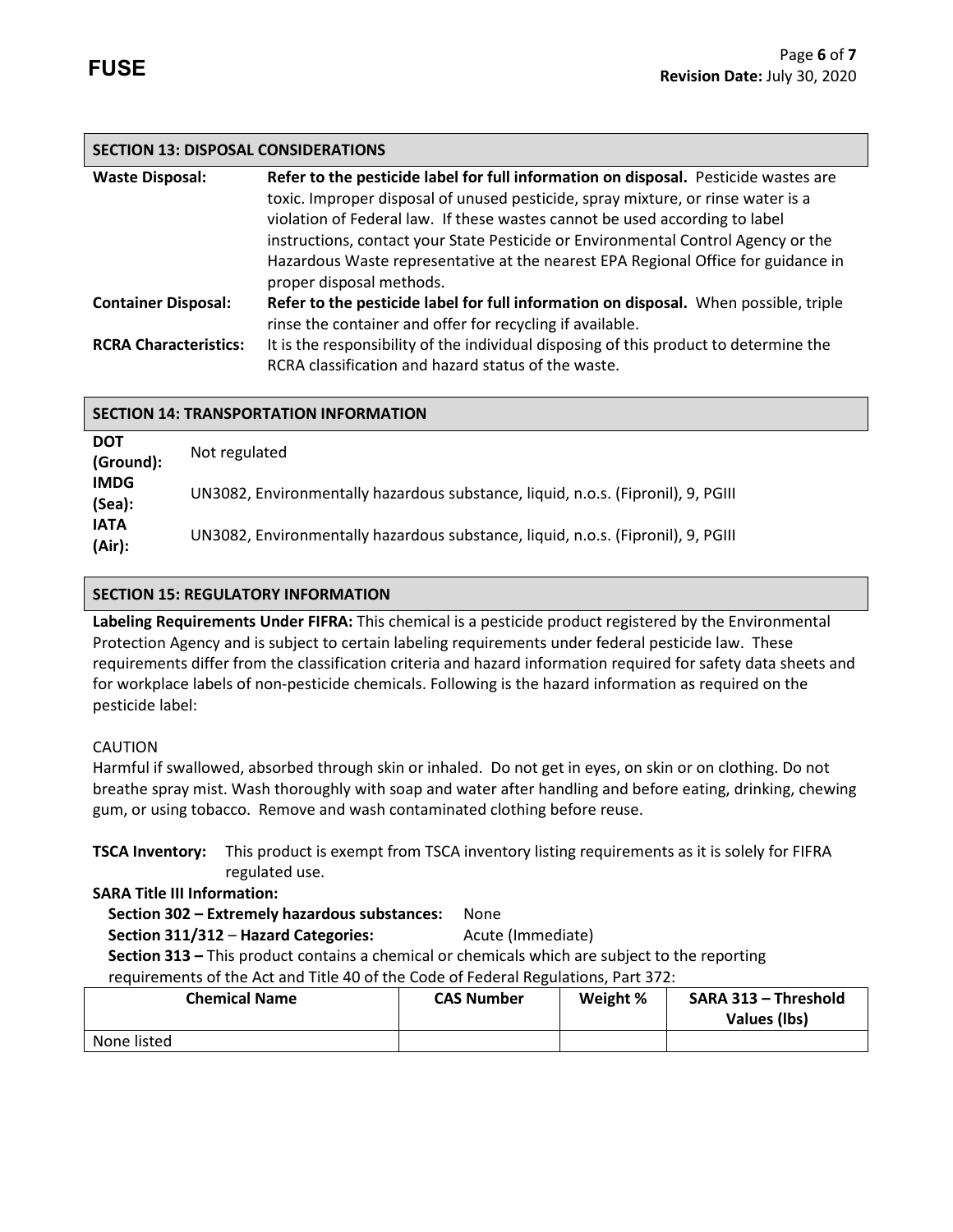## SECTION 13: DISPOSAL CONSIDERATIONS

**Waste Disposal:** **Refer to the pesticide label for full information on disposal.** Pesticide wastes are toxic. Improper disposal of unused pesticide, spray mixture, or rinse water is a violation of Federal law. If these wastes cannot be used according to label instructions, contact your State Pesticide or Environmental Control Agency or the Hazardous Waste representative at the nearest EPA Regional Office for guidance in proper disposal methods.

**Container Disposal:** **Refer to the pesticide label for full information on disposal.** When possible, triple rinse the container and offer for recycling if available.

**RCRA Characteristics:** It is the responsibility of the individual disposing of this product to determine the RCRA classification and hazard status of the waste.

## SECTION 14: TRANSPORTATION INFORMATION

**DOT (Ground):** Not regulated

**IMDG (Sea):** UN3082, Environmentally hazardous substance, liquid, n.o.s. (Fipronil), 9, PGIII

**IATA (Air):** UN3082, Environmentally hazardous substance, liquid, n.o.s. (Fipronil), 9, PGIII

## SECTION 15: REGULATORY INFORMATION

**Labeling Requirements Under FIFRA:** This chemical is a pesticide product registered by the Environmental Protection Agency and is subject to certain labeling requirements under federal pesticide law. These requirements differ from the classification criteria and hazard information required for safety data sheets and for workplace labels of non-pesticide chemicals. Following is the hazard information as required on the pesticide label:

CAUTION

Harmful if swallowed, absorbed through skin or inhaled. Do not get in eyes, on skin or on clothing. Do not breathe spray mist. Wash thoroughly with soap and water after handling and before eating, drinking, chewing gum, or using tobacco. Remove and wash contaminated clothing before reuse.

**TSCA Inventory:** This product is exempt from TSCA inventory listing requirements as it is solely for FIFRA regulated use.

**SARA Title III Information:**

**Section 302 – Extremely hazardous substances:** None

**Section 311/312 – Hazard Categories:** Acute (Immediate)

**Section 313 –** This product contains a chemical or chemicals which are subject to the reporting requirements of the Act and Title 40 of the Code of Federal Regulations, Part 372:

| Chemical Name | CAS Number | Weight % | SARA 313 – Threshold Values (lbs) |
|---|---|---|---|
| None listed | | | |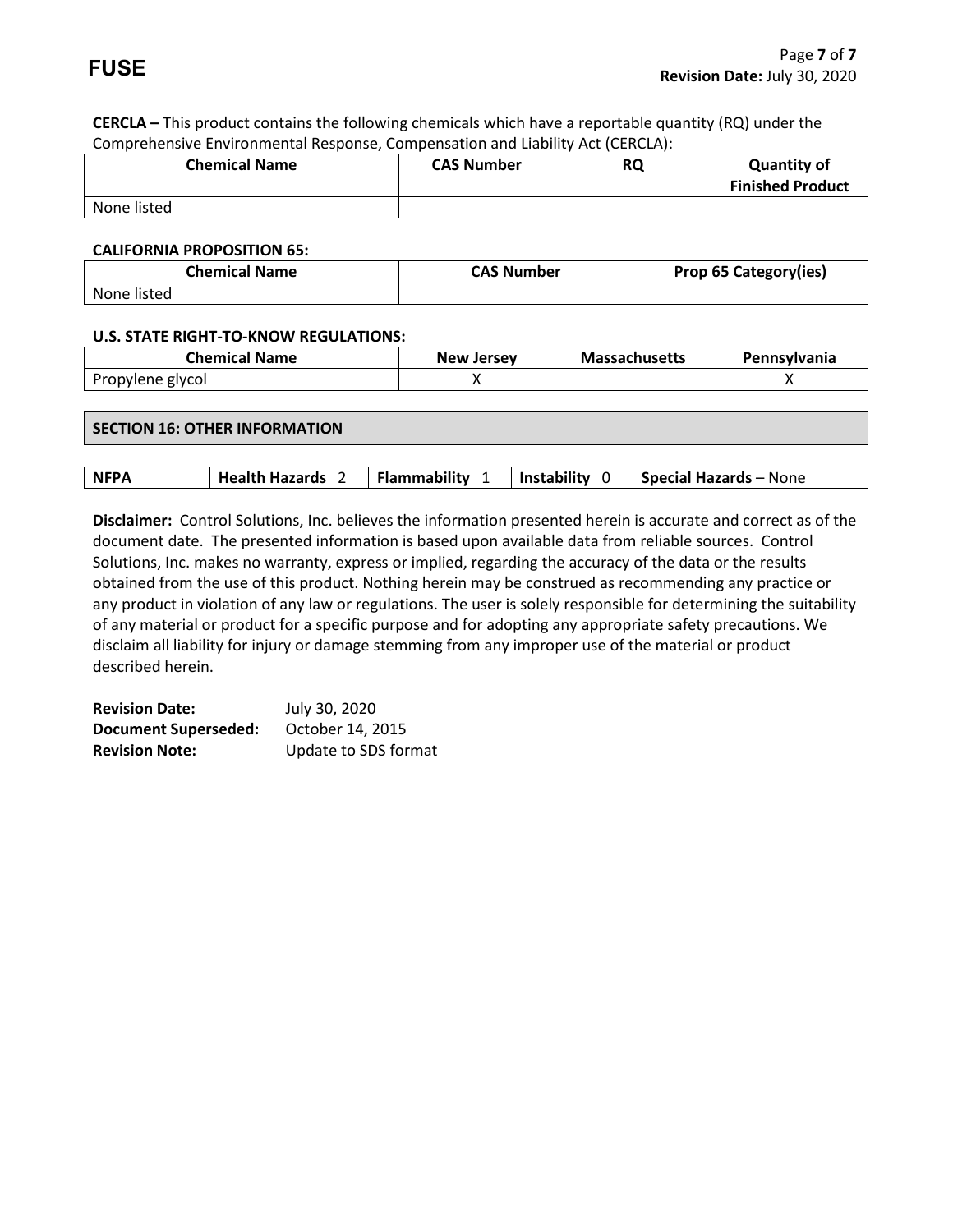**CERCLA –** This product contains the following chemicals which have a reportable quantity (RQ) under the Comprehensive Environmental Response, Compensation and Liability Act (CERCLA):

| Chemical Name | CAS Number | RQ | Quantity of Finished Product |
|---|---|---|---|
| None listed | | | |

**CALIFORNIA PROPOSITION 65:**

| Chemical Name | CAS Number | Prop 65 Category(ies) |
|---|---|---|
| None listed | | |

**U.S. STATE RIGHT-TO-KNOW REGULATIONS:**

| Chemical Name | New Jersey | Massachusetts | Pennsylvania |
|---|---|---|---|
| Propylene glycol | X | | X |

## SECTION 16: OTHER INFORMATION

| | | | | |
|---|---|---|---|---|
| **NFPA** | **Health Hazards** 2 | **Flammability** 1 | **Instability** 0 | **Special Hazards** – None |

**Disclaimer:** Control Solutions, Inc. believes the information presented herein is accurate and correct as of the document date. The presented information is based upon available data from reliable sources. Control Solutions, Inc. makes no warranty, express or implied, regarding the accuracy of the data or the results obtained from the use of this product. Nothing herein may be construed as recommending any practice or any product in violation of any law or regulations. The user is solely responsible for determining the suitability of any material or product for a specific purpose and for adopting any appropriate safety precautions. We disclaim all liability for injury or damage stemming from any improper use of the material or product described herein.

**Revision Date:** July 30, 2020
**Document Superseded:** October 14, 2015
**Revision Note:** Update to SDS format